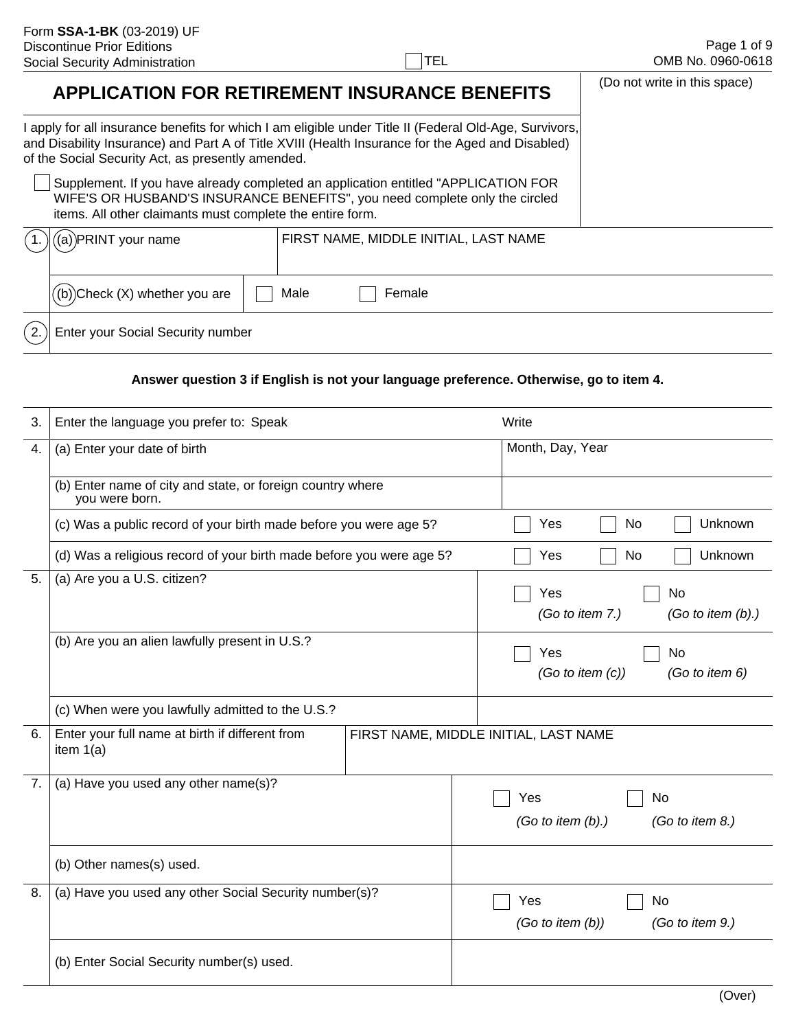Form **SSA-1-BK** (03-2019) UF
Discontinue Prior Editions
Social Security Administration

☐ TEL

OMB No. 0960-0618

# APPLICATION FOR RETIREMENT INSURANCE BENEFITS

(Do not write in this space)

I apply for all insurance benefits for which I am eligible under Title II (Federal Old-Age, Survivors, and Disability Insurance) and Part A of Title XVIII (Health Insurance for the Aged and Disabled) of the Social Security Act, as presently amended.

☐ Supplement. If you have already completed an application entitled "APPLICATION FOR WIFE'S OR HUSBAND'S INSURANCE BENEFITS", you need complete only the circled items. All other claimants must complete the entire form.

| | | |
|---|---|---|
| 1. | (a) PRINT your name | FIRST NAME, MIDDLE INITIAL, LAST NAME |
| | (b) Check (X) whether you are | ☐ Male ☐ Female |
| 2. | Enter your Social Security number | |

**Answer question 3 if English is not your language preference. Otherwise, go to item 4.**

| | | |
|---|---|---|
| 3. | Enter the language you prefer to: Speak | Write |
| 4. | (a) Enter your date of birth | Month, Day, Year |
| | (b) Enter name of city and state, or foreign country where you were born. | |
| | (c) Was a public record of your birth made before you were age 5? | ☐ Yes ☐ No ☐ Unknown |
| | (d) Was a religious record of your birth made before you were age 5? | ☐ Yes ☐ No ☐ Unknown |
| 5. | (a) Are you a U.S. citizen? | ☐ Yes *(Go to item 7.)* ☐ No *(Go to item (b).)* |
| | (b) Are you an alien lawfully present in U.S.? | ☐ Yes *(Go to item (c))* ☐ No *(Go to item 6)* |
| | (c) When were you lawfully admitted to the U.S.? | |
| 6. | Enter your full name at birth if different from item 1(a) | FIRST NAME, MIDDLE INITIAL, LAST NAME |
| 7. | (a) Have you used any other name(s)? | ☐ Yes *(Go to item (b).)* ☐ No *(Go to item 8.)* |
| | (b) Other names(s) used. | |
| 8. | (a) Have you used any other Social Security number(s)? | ☐ Yes *(Go to item (b))* ☐ No *(Go to item 9.)* |
| | (b) Enter Social Security number(s) used. | |

(Over)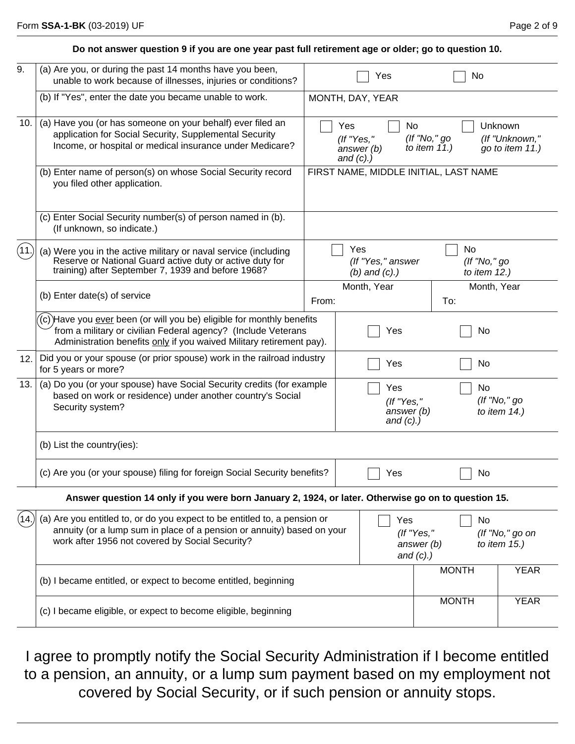**Do not answer question 9 if you are one year past full retirement age or older; go to question 10.**

| | | | |
|---|---|---|---|
| 9. | (a) Are you, or during the past 14 months have you been, unable to work because of illnesses, injuries or conditions? | ☐ Yes | ☐ No |
| | (b) If "Yes", enter the date you became unable to work. | MONTH, DAY, YEAR | |
| 10. | (a) Have you (or has someone on your behalf) ever filed an application for Social Security, Supplemental Security Income, or hospital or medical insurance under Medicare? | ☐ Yes *(If "Yes," answer (b) and (c).)* ☐ No *(If "No," go to item 11.)* | ☐ Unknown *(If "Unknown," go to item 11.)* |
| | (b) Enter name of person(s) on whose Social Security record you filed other application. | FIRST NAME, MIDDLE INITIAL, LAST NAME | |
| | (c) Enter Social Security number(s) of person named in (b). (If unknown, so indicate.) | | |
| 11. | (a) Were you in the active military or naval service (including Reserve or National Guard active duty or active duty for training) after September 7, 1939 and before 1968? | ☐ Yes *(If "Yes," answer (b) and (c).)* | ☐ No *(If "No," go to item 12.)* |
| | (b) Enter date(s) of service | Month, Year From: | Month, Year To: |
| | (c) Have you ever been (or will you be) eligible for monthly benefits from a military or civilian Federal agency? (Include Veterans Administration benefits only if you waived Military retirement pay). | ☐ Yes | ☐ No |
| 12. | Did you or your spouse (or prior spouse) work in the railroad industry for 5 years or more? | ☐ Yes | ☐ No |
| 13. | (a) Do you (or your spouse) have Social Security credits (for example based on work or residence) under another country's Social Security system? | ☐ Yes *(If "Yes," answer (b) and (c).)* | ☐ No *(If "No," go to item 14.)* |
| | (b) List the country(ies): | | |
| | (c) Are you (or your spouse) filing for foreign Social Security benefits? | ☐ Yes | ☐ No |

**Answer question 14 only if you were born January 2, 1924, or later. Otherwise go on to question 15.**

| | | | |
|---|---|---|---|
| 14. | (a) Are you entitled to, or do you expect to be entitled to, a pension or annuity (or a lump sum in place of a pension or annuity) based on your work after 1956 not covered by Social Security? | ☐ Yes *(If "Yes," answer (b) and (c).)* | ☐ No *(If "No," go on to item 15.)* |
| | (b) I became entitled, or expect to become entitled, beginning | MONTH | YEAR |
| | (c) I became eligible, or expect to become eligible, beginning | MONTH | YEAR |

I agree to promptly notify the Social Security Administration if I become entitled to a pension, an annuity, or a lump sum payment based on my employment not covered by Social Security, or if such pension or annuity stops.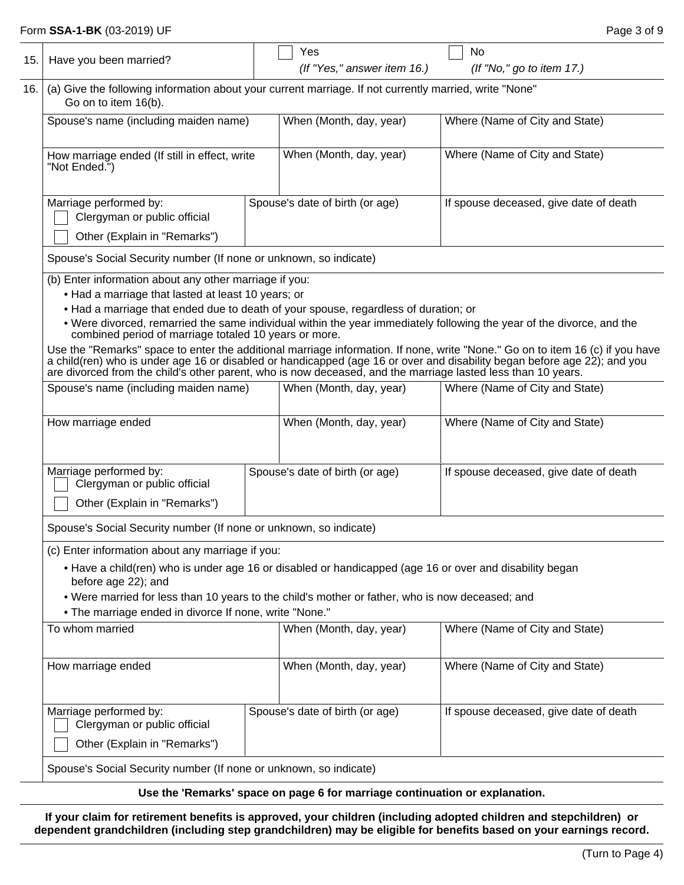| 15. | Have you been married? | ☐ Yes *(If "Yes," answer item 16.)* | ☐ No *(If "No," go to item 17.)* |
|---|---|---|---|

**16.** (a) Give the following information about your current marriage. If not currently married, write "None" Go on to item 16(b).

| Spouse's name (including maiden name) | When (Month, day, year) | Where (Name of City and State) |
|---|---|---|
| | | |
| **How marriage ended (If still in effect, write "Not Ended.")** | **When (Month, day, year)** | **Where (Name of City and State)** |
| | | |
| **Marriage performed by:** ☐ Clergyman or public official ☐ Other (Explain in "Remarks") | **Spouse's date of birth (or age)** | **If spouse deceased, give date of death** |
| **Spouse's Social Security number (If none or unknown, so indicate)** | | |

(b) Enter information about any other marriage if you:

- Had a marriage that lasted at least 10 years; or
- Had a marriage that ended due to death of your spouse, regardless of duration; or
- Were divorced, remarried the same individual within the year immediately following the year of the divorce, and the combined period of marriage totaled 10 years or more.

Use the "Remarks" space to enter the additional marriage information. If none, write "None." Go on to item 16 (c) if you have a child(ren) who is under age 16 or disabled or handicapped (age 16 or over and disability began before age 22); and you are divorced from the child's other parent, who is now deceased, and the marriage lasted less than 10 years.

| Spouse's name (including maiden name) | When (Month, day, year) | Where (Name of City and State) |
|---|---|---|
| | | |
| **How marriage ended** | **When (Month, day, year)** | **Where (Name of City and State)** |
| | | |
| **Marriage performed by:** ☐ Clergyman or public official ☐ Other (Explain in "Remarks") | **Spouse's date of birth (or age)** | **If spouse deceased, give date of death** |
| **Spouse's Social Security number (If none or unknown, so indicate)** | | |

(c) Enter information about any marriage if you:

- Have a child(ren) who is under age 16 or disabled or handicapped (age 16 or over and disability began before age 22); and
- Were married for less than 10 years to the child's mother or father, who is now deceased; and
- The marriage ended in divorce If none, write "None."

| To whom married | When (Month, day, year) | Where (Name of City and State) |
|---|---|---|
| | | |
| **How marriage ended** | **When (Month, day, year)** | **Where (Name of City and State)** |
| | | |
| **Marriage performed by:** ☐ Clergyman or public official ☐ Other (Explain in "Remarks") | **Spouse's date of birth (or age)** | **If spouse deceased, give date of death** |
| **Spouse's Social Security number (If none or unknown, so indicate)** | | |

**Use the 'Remarks' space on page 6 for marriage continuation or explanation.**

**If your claim for retirement benefits is approved, your children (including adopted children and stepchildren) or dependent grandchildren (including step grandchildren) may be eligible for benefits based on your earnings record.**

(Turn to Page 4)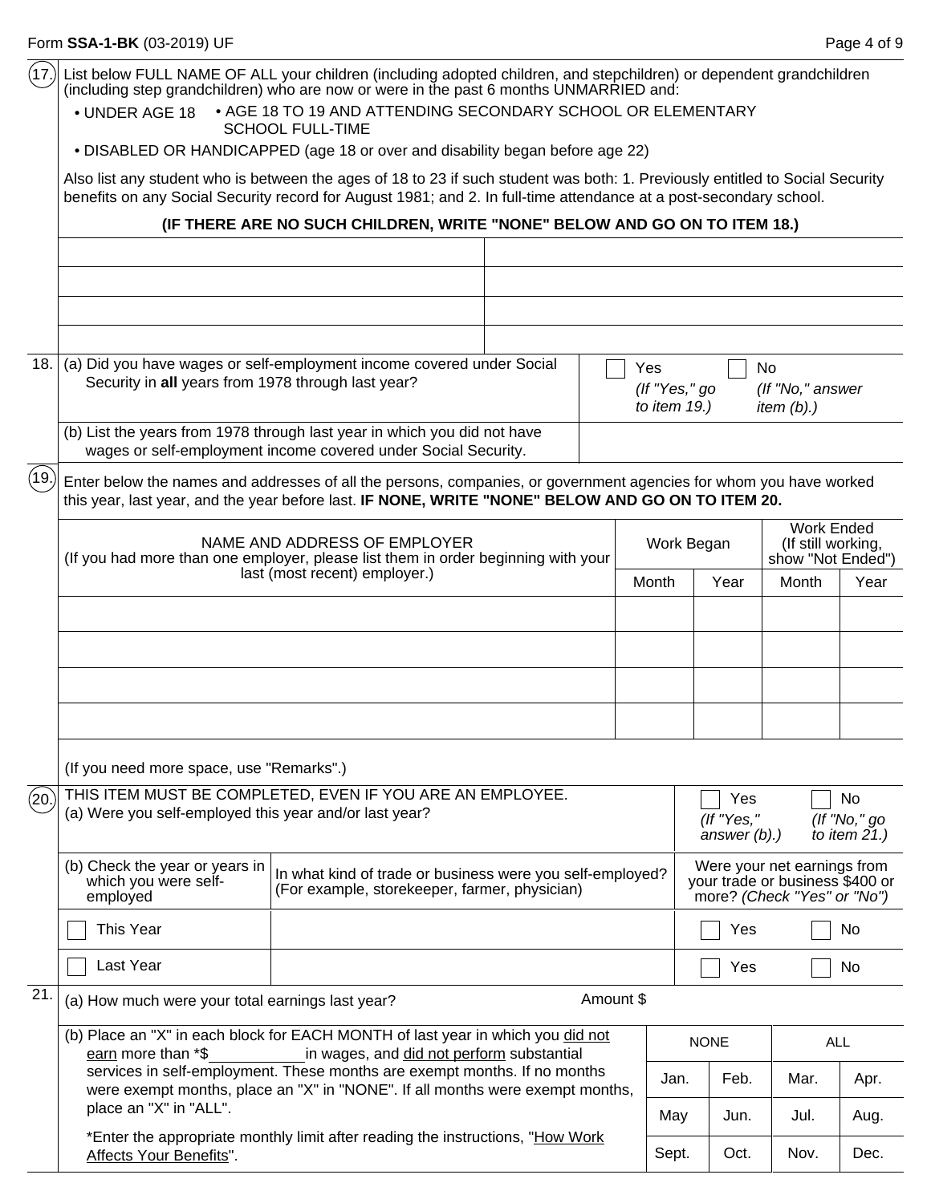(17.) List below FULL NAME OF ALL your children (including adopted children, and stepchildren) or dependent grandchildren (including step grandchildren) who are now or were in the past 6 months UNMARRIED and:

- UNDER AGE 18
- AGE 18 TO 19 AND ATTENDING SECONDARY SCHOOL OR ELEMENTARY SCHOOL FULL-TIME
- DISABLED OR HANDICAPPED (age 18 or over and disability began before age 22)

Also list any student who is between the ages of 18 to 23 if such student was both: 1. Previously entitled to Social Security benefits on any Social Security record for August 1981; and 2. In full-time attendance at a post-secondary school.

**(IF THERE ARE NO SUCH CHILDREN, WRITE "NONE" BELOW AND GO ON TO ITEM 18.)**

| | |
|---|---|
| | |
| | |
| | |
| | |

| 18. | | |
|---|---|---|
| | (a) Did you have wages or self-employment income covered under Social Security in **all** years from 1978 through last year? | ☐ Yes *(If "Yes," go to item 19.)* ☐ No *(If "No," answer item (b).)* |
| | (b) List the years from 1978 through last year in which you did not have wages or self-employment income covered under Social Security. | |

(19.) Enter below the names and addresses of all the persons, companies, or government agencies for whom you have worked this year, last year, and the year before last. **IF NONE, WRITE "NONE" BELOW AND GO ON TO ITEM 20.**

| NAME AND ADDRESS OF EMPLOYER (If you had more than one employer, please list them in order beginning with your last (most recent) employer.) | Work Began | | Work Ended (If still working, show "Not Ended") | |
|---|---|---|---|---|
| | Month | Year | Month | Year |
| | | | | |
| | | | | |
| | | | | |
| | | | | |

(If you need more space, use "Remarks".)

(20.) THIS ITEM MUST BE COMPLETED, EVEN IF YOU ARE AN EMPLOYEE.

(a) Were you self-employed this year and/or last year? ☐ Yes *(If "Yes," answer (b).)* ☐ No *(If "No," go to item 21.)*

| (b) Check the year or years in which you were self-employed | In what kind of trade or business were you self-employed? (For example, storekeeper, farmer, physician) | Were your net earnings from your trade or business $400 or more? *(Check "Yes" or "No")* |
|---|---|---|
| ☐ This Year | | ☐ Yes ☐ No |
| ☐ Last Year | | ☐ Yes ☐ No |

21. (a) How much were your total earnings last year? Amount $

(b) Place an "X" in each block for EACH MONTH of last year in which you <u>did not earn</u> more than *$\_\_\_\_\_\_\_\_\_\_ in wages, and <u>did not perform</u> substantial services in self-employment. These months are exempt months. If no months were exempt months, place an "X" in "NONE". If all months were exempt months, place an "X" in "ALL".

*Enter the appropriate monthly limit after reading the instructions, "<u>How Work Affects Your Benefits</u>".

| NONE | | ALL | |
|---|---|---|---|
| Jan. | Feb. | Mar. | Apr. |
| May | Jun. | Jul. | Aug. |
| Sept. | Oct. | Nov. | Dec. |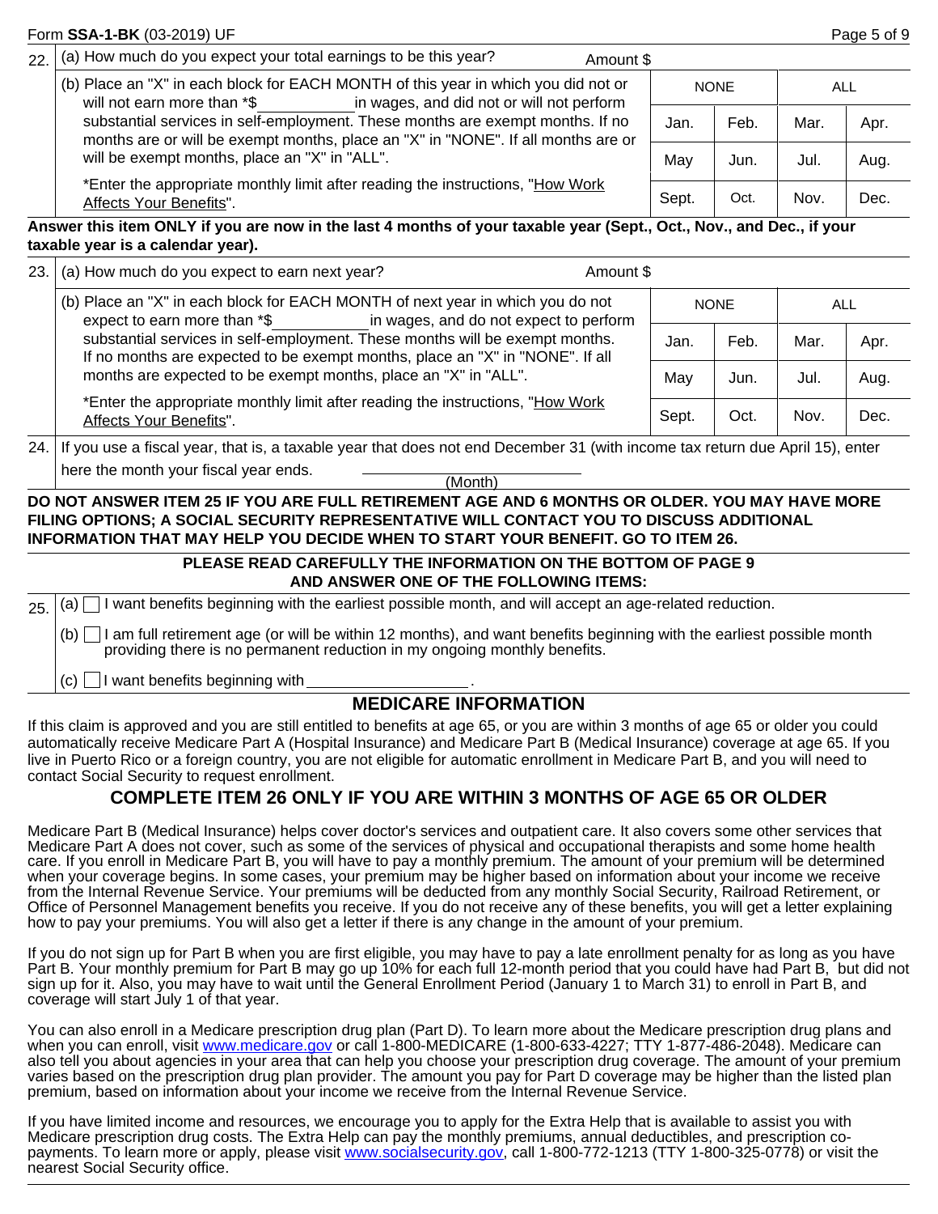22. (a) How much do you expect your total earnings to be this year? Amount $

(b) Place an "X" in each block for EACH MONTH of this year in which you did not or will not earn more than *$__________ in wages, and did not or will not perform substantial services in self-employment. These months are exempt months. If no months are or will be exempt months, place an "X" in "NONE". If all months are or will be exempt months, place an "X" in "ALL".

*Enter the appropriate monthly limit after reading the instructions, "How Work Affects Your Benefits".

| NONE | | ALL | |
|---|---|---|---|
| Jan. | Feb. | Mar. | Apr. |
| May | Jun. | Jul. | Aug. |
| Sept. | Oct. | Nov. | Dec. |

**Answer this item ONLY if you are now in the last 4 months of your taxable year (Sept., Oct., Nov., and Dec., if your taxable year is a calendar year).**

23. (a) How much do you expect to earn next year? Amount $

(b) Place an "X" in each block for EACH MONTH of next year in which you do not expect to earn more than *$__________ in wages, and do not expect to perform substantial services in self-employment. These months will be exempt months. If no months are expected to be exempt months, place an "X" in "NONE". If all months are expected to be exempt months, place an "X" in "ALL".

*Enter the appropriate monthly limit after reading the instructions, "How Work Affects Your Benefits".

| NONE | | ALL | |
|---|---|---|---|
| Jan. | Feb. | Mar. | Apr. |
| May | Jun. | Jul. | Aug. |
| Sept. | Oct. | Nov. | Dec. |

24. If you use a fiscal year, that is, a taxable year that does not end December 31 (with income tax return due April 15), enter here the month your fiscal year ends. __________ (Month)

**DO NOT ANSWER ITEM 25 IF YOU ARE FULL RETIREMENT AGE AND 6 MONTHS OR OLDER. YOU MAY HAVE MORE FILING OPTIONS; A SOCIAL SECURITY REPRESENTATIVE WILL CONTACT YOU TO DISCUSS ADDITIONAL INFORMATION THAT MAY HELP YOU DECIDE WHEN TO START YOUR BENEFIT. GO TO ITEM 26.**

**PLEASE READ CAREFULLY THE INFORMATION ON THE BOTTOM OF PAGE 9 AND ANSWER ONE OF THE FOLLOWING ITEMS:**

25. (a) ☐ I want benefits beginning with the earliest possible month, and will accept an age-related reduction.

(b) ☐ I am full retirement age (or will be within 12 months), and want benefits beginning with the earliest possible month providing there is no permanent reduction in my ongoing monthly benefits.

(c) ☐ I want benefits beginning with __________________.

## MEDICARE INFORMATION

If this claim is approved and you are still entitled to benefits at age 65, or you are within 3 months of age 65 or older you could automatically receive Medicare Part A (Hospital Insurance) and Medicare Part B (Medical Insurance) coverage at age 65. If you live in Puerto Rico or a foreign country, you are not eligible for automatic enrollment in Medicare Part B, and you will need to contact Social Security to request enrollment.

### COMPLETE ITEM 26 ONLY IF YOU ARE WITHIN 3 MONTHS OF AGE 65 OR OLDER

Medicare Part B (Medical Insurance) helps cover doctor's services and outpatient care. It also covers some other services that Medicare Part A does not cover, such as some of the services of physical and occupational therapists and some home health care. If you enroll in Medicare Part B, you will have to pay a monthly premium. The amount of your premium will be determined when your coverage begins. In some cases, your premium may be higher based on information about your income we receive from the Internal Revenue Service. Your premiums will be deducted from any monthly Social Security, Railroad Retirement, or Office of Personnel Management benefits you receive. If you do not receive any of these benefits, you will get a letter explaining how to pay your premiums. You will also get a letter if there is any change in the amount of your premium.

If you do not sign up for Part B when you are first eligible, you may have to pay a late enrollment penalty for as long as you have Part B. Your monthly premium for Part B may go up 10% for each full 12-month period that you could have had Part B, but did not sign up for it. Also, you may have to wait until the General Enrollment Period (January 1 to March 31) to enroll in Part B, and coverage will start July 1 of that year.

You can also enroll in a Medicare prescription drug plan (Part D). To learn more about the Medicare prescription drug plans and when you can enroll, visit www.medicare.gov or call 1-800-MEDICARE (1-800-633-4227; TTY 1-877-486-2048). Medicare can also tell you about agencies in your area that can help you choose your prescription drug coverage. The amount of your premium varies based on the prescription drug plan provider. The amount you pay for Part D coverage may be higher than the listed plan premium, based on information about your income we receive from the Internal Revenue Service.

If you have limited income and resources, we encourage you to apply for the Extra Help that is available to assist you with Medicare prescription drug costs. The Extra Help can pay the monthly premiums, annual deductibles, and prescription co-payments. To learn more or apply, please visit www.socialsecurity.gov, call 1-800-772-1213 (TTY 1-800-325-0778) or visit the nearest Social Security office.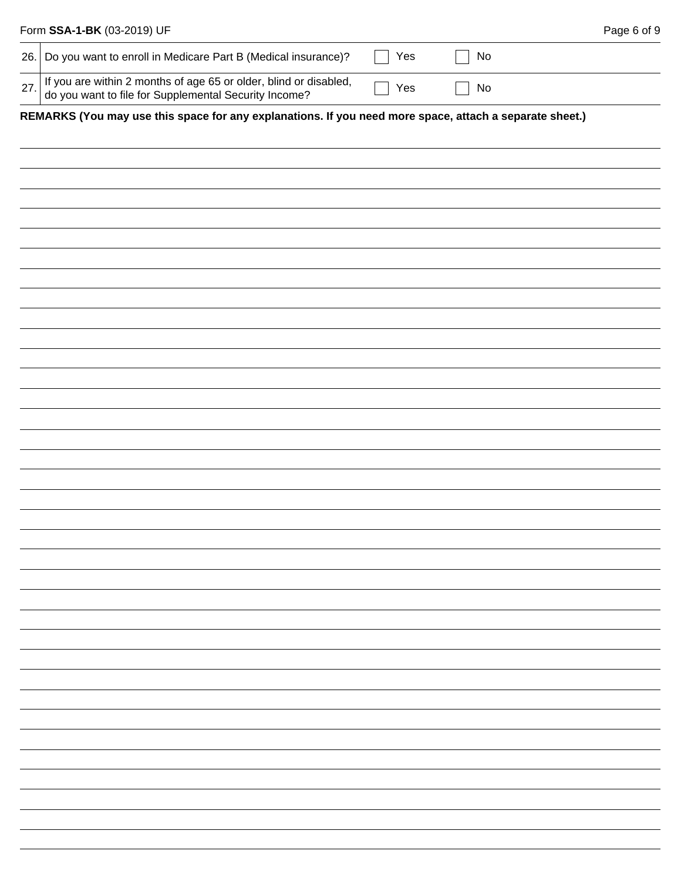| | | | |
|---|---|---|---|
| 26. | Do you want to enroll in Medicare Part B (Medical insurance)? | ☐ Yes | ☐ No |
| 27. | If you are within 2 months of age 65 or older, blind or disabled, do you want to file for Supplemental Security Income? | ☐ Yes | ☐ No |

**REMARKS (You may use this space for any explanations. If you need more space, attach a separate sheet.)**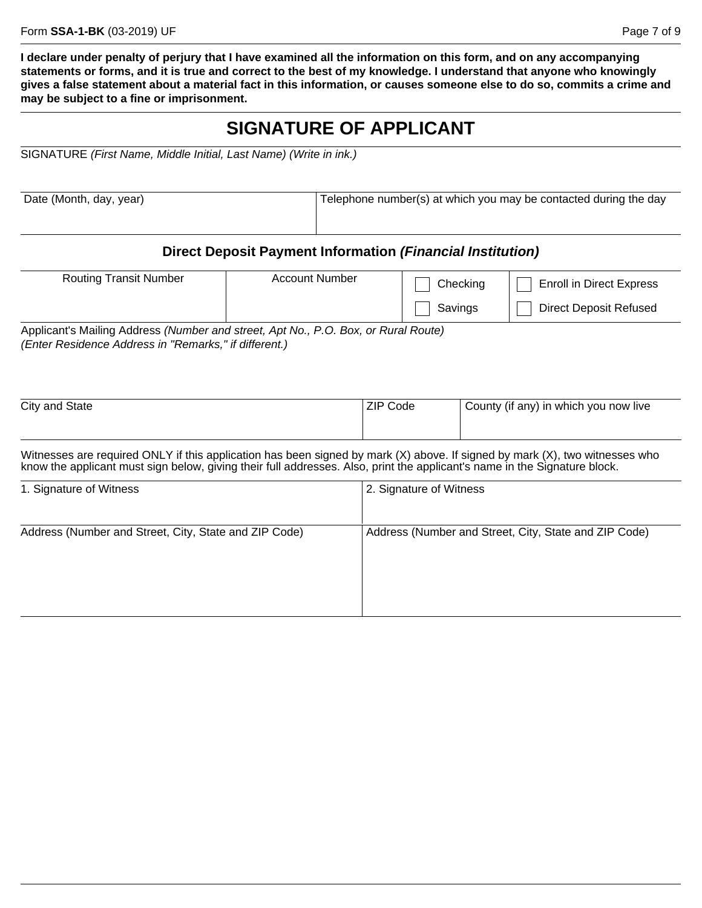**I declare under penalty of perjury that I have examined all the information on this form, and on any accompanying statements or forms, and it is true and correct to the best of my knowledge. I understand that anyone who knowingly gives a false statement about a material fact in this information, or causes someone else to do so, commits a crime and may be subject to a fine or imprisonment.**

# SIGNATURE OF APPLICANT

SIGNATURE *(First Name, Middle Initial, Last Name) (Write in ink.)*

| Date (Month, day, year) | Telephone number(s) at which you may be contacted during the day |
|---|---|
| | |

### Direct Deposit Payment Information *(Financial Institution)*

| Routing Transit Number | Account Number | | |
|---|---|---|---|
| | | ☐ Checking | ☐ Enroll in Direct Express |
| | | ☐ Savings | ☐ Direct Deposit Refused |

Applicant's Mailing Address *(Number and street, Apt No., P.O. Box, or Rural Route)*
*(Enter Residence Address in "Remarks," if different.)*

| City and State | ZIP Code | County (if any) in which you now live |
|---|---|---|
| | | |

Witnesses are required ONLY if this application has been signed by mark (X) above. If signed by mark (X), two witnesses who know the applicant must sign below, giving their full addresses. Also, print the applicant's name in the Signature block.

| 1. Signature of Witness | 2. Signature of Witness |
|---|---|
| | |
| Address (Number and Street, City, State and ZIP Code) | Address (Number and Street, City, State and ZIP Code) |
| | |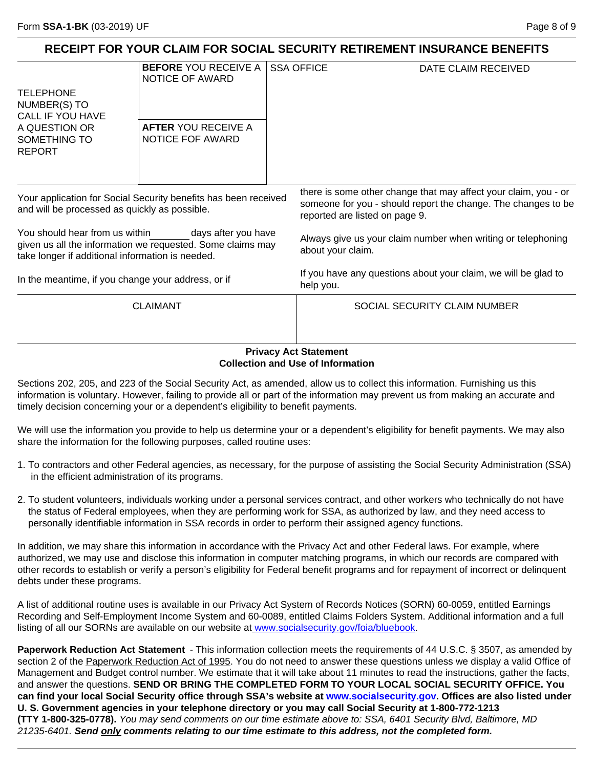## RECEIPT FOR YOUR CLAIM FOR SOCIAL SECURITY RETIREMENT INSURANCE BENEFITS

| TELEPHONE NUMBER(S) TO CALL IF YOU HAVE A QUESTION OR SOMETHING TO REPORT | **BEFORE** YOU RECEIVE A NOTICE OF AWARD | SSA OFFICE | DATE CLAIM RECEIVED |
|---|---|---|---|
| | **AFTER** YOU RECEIVE A NOTICE FOF AWARD | | |

Your application for Social Security benefits has been received and will be processed as quickly as possible.

You should hear from us within_______ days after you have given us all the information we requested. Some claims may take longer if additional information is needed.

In the meantime, if you change your address, or if there is some other change that may affect your claim, you - or someone for you - should report the change. The changes to be reported are listed on page 9.

Always give us your claim number when writing or telephoning about your claim.

If you have any questions about your claim, we will be glad to help you.

| CLAIMANT | SOCIAL SECURITY CLAIM NUMBER |
|---|---|
| | |

**Privacy Act Statement**
**Collection and Use of Information**

Sections 202, 205, and 223 of the Social Security Act, as amended, allow us to collect this information. Furnishing us this information is voluntary. However, failing to provide all or part of the information may prevent us from making an accurate and timely decision concerning your or a dependent's eligibility to benefit payments.

We will use the information you provide to help us determine your or a dependent's eligibility for benefit payments. We may also share the information for the following purposes, called routine uses:

1. To contractors and other Federal agencies, as necessary, for the purpose of assisting the Social Security Administration (SSA) in the efficient administration of its programs.

2. To student volunteers, individuals working under a personal services contract, and other workers who technically do not have the status of Federal employees, when they are performing work for SSA, as authorized by law, and they need access to personally identifiable information in SSA records in order to perform their assigned agency functions.

In addition, we may share this information in accordance with the Privacy Act and other Federal laws. For example, where authorized, we may use and disclose this information in computer matching programs, in which our records are compared with other records to establish or verify a person's eligibility for Federal benefit programs and for repayment of incorrect or delinquent debts under these programs.

A list of additional routine uses is available in our Privacy Act System of Records Notices (SORN) 60-0059, entitled Earnings Recording and Self-Employment Income System and 60-0089, entitled Claims Folders System. Additional information and a full listing of all our SORNs are available on our website at www.socialsecurity.gov/foia/bluebook.

**Paperwork Reduction Act Statement** - This information collection meets the requirements of 44 U.S.C. § 3507, as amended by section 2 of the Paperwork Reduction Act of 1995. You do not need to answer these questions unless we display a valid Office of Management and Budget control number. We estimate that it will take about 11 minutes to read the instructions, gather the facts, and answer the questions. **SEND OR BRING THE COMPLETED FORM TO YOUR LOCAL SOCIAL SECURITY OFFICE. You can find your local Social Security office through SSA's website at www.socialsecurity.gov. Offices are also listed under U. S. Government agencies in your telephone directory or you may call Social Security at 1-800-772-1213 (TTY 1-800-325-0778).** *You may send comments on our time estimate above to: SSA, 6401 Security Blvd, Baltimore, MD 21235-6401.* ***Send only comments relating to our time estimate to this address, not the completed form.***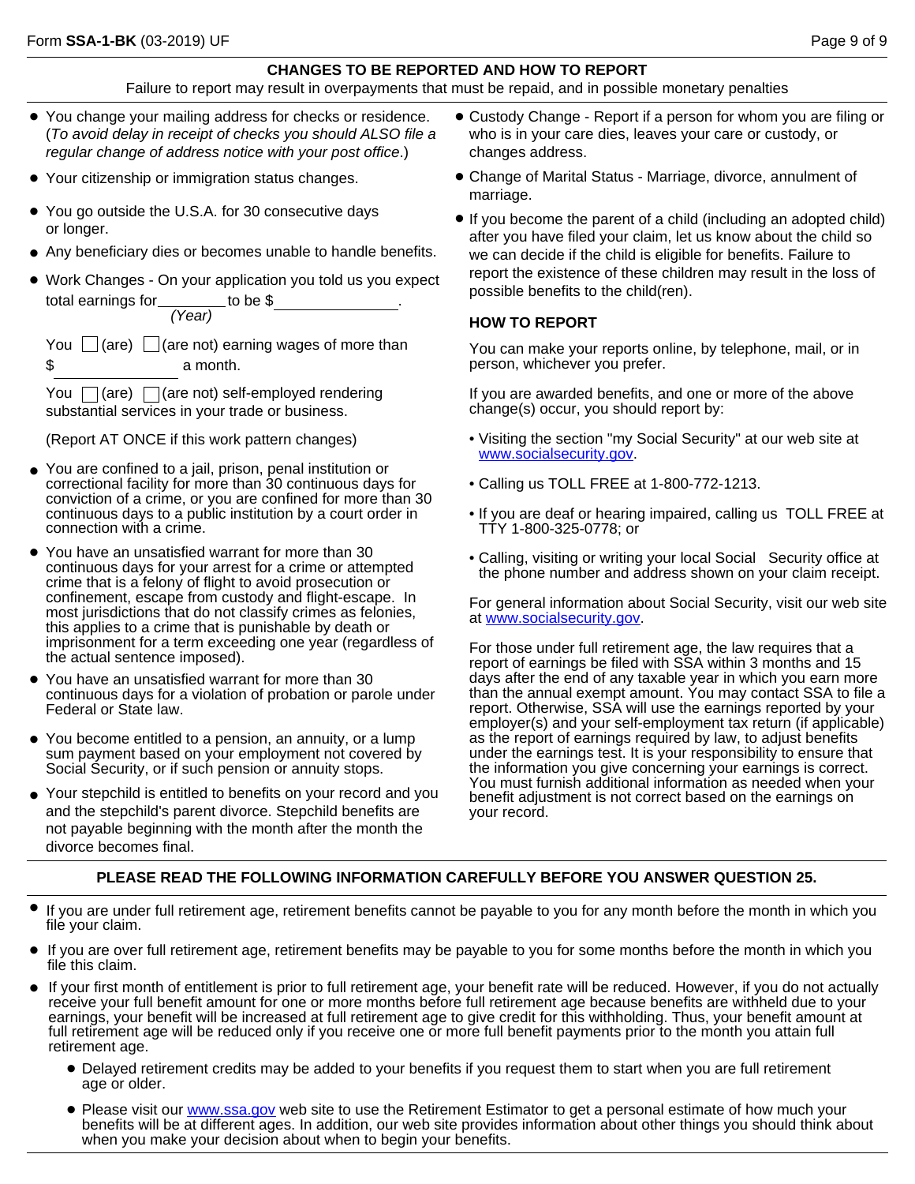## CHANGES TO BE REPORTED AND HOW TO REPORT

Failure to report may result in overpayments that must be repaid, and in possible monetary penalties

- You change your mailing address for checks or residence. (*To avoid delay in receipt of checks you should ALSO file a regular change of address notice with your post office*.)
- Your citizenship or immigration status changes.
- You go outside the U.S.A. for 30 consecutive days or longer.
- Any beneficiary dies or becomes unable to handle benefits.
- Work Changes - On your application you told us you expect total earnings for________ (Year) to be $_______________.

  You ☐ (are) ☐ (are not) earning wages of more than $______________ a month.

  You ☐ (are) ☐ (are not) self-employed rendering substantial services in your trade or business.

  (Report AT ONCE if this work pattern changes)
- You are confined to a jail, prison, penal institution or correctional facility for more than 30 continuous days for conviction of a crime, or you are confined for more than 30 continuous days to a public institution by a court order in connection with a crime.
- You have an unsatisfied warrant for more than 30 continuous days for your arrest for a crime or attempted crime that is a felony of flight to avoid prosecution or confinement, escape from custody and flight-escape. In most jurisdictions that do not classify crimes as felonies, this applies to a crime that is punishable by death or imprisonment for a term exceeding one year (regardless of the actual sentence imposed).
- You have an unsatisfied warrant for more than 30 continuous days for a violation of probation or parole under Federal or State law.
- You become entitled to a pension, an annuity, or a lump sum payment based on your employment not covered by Social Security, or if such pension or annuity stops.
- Your stepchild is entitled to benefits on your record and you and the stepchild's parent divorce. Stepchild benefits are not payable beginning with the month after the month the divorce becomes final.
- Custody Change - Report if a person for whom you are filing or who is in your care dies, leaves your care or custody, or changes address.
- Change of Marital Status - Marriage, divorce, annulment of marriage.
- If you become the parent of a child (including an adopted child) after you have filed your claim, let us know about the child so we can decide if the child is eligible for benefits. Failure to report the existence of these children may result in the loss of possible benefits to the child(ren).

### HOW TO REPORT

You can make your reports online, by telephone, mail, or in person, whichever you prefer.

If you are awarded benefits, and one or more of the above change(s) occur, you should report by:

- Visiting the section "my Social Security" at our web site at www.socialsecurity.gov.
- Calling us TOLL FREE at 1-800-772-1213.
- If you are deaf or hearing impaired, calling us TOLL FREE at TTY 1-800-325-0778; or
- Calling, visiting or writing your local Social Security office at the phone number and address shown on your claim receipt.

For general information about Social Security, visit our web site at www.socialsecurity.gov.

For those under full retirement age, the law requires that a report of earnings be filed with SSA within 3 months and 15 days after the end of any taxable year in which you earn more than the annual exempt amount. You may contact SSA to file a report. Otherwise, SSA will use the earnings reported by your employer(s) and your self-employment tax return (if applicable) as the report of earnings required by law, to adjust benefits under the earnings test. It is your responsibility to ensure that the information you give concerning your earnings is correct. You must furnish additional information as needed when your benefit adjustment is not correct based on the earnings on your record.

## PLEASE READ THE FOLLOWING INFORMATION CAREFULLY BEFORE YOU ANSWER QUESTION 25.

- If you are under full retirement age, retirement benefits cannot be payable to you for any month before the month in which you file your claim.
- If you are over full retirement age, retirement benefits may be payable to you for some months before the month in which you file this claim.
- If your first month of entitlement is prior to full retirement age, your benefit rate will be reduced. However, if you do not actually receive your full benefit amount for one or more months before full retirement age because benefits are withheld due to your earnings, your benefit will be increased at full retirement age to give credit for this withholding. Thus, your benefit amount at full retirement age will be reduced only if you receive one or more full benefit payments prior to the month you attain full retirement age.
  - Delayed retirement credits may be added to your benefits if you request them to start when you are full retirement age or older.
  - Please visit our www.ssa.gov web site to use the Retirement Estimator to get a personal estimate of how much your benefits will be at different ages. In addition, our web site provides information about other things you should think about when you make your decision about when to begin your benefits.